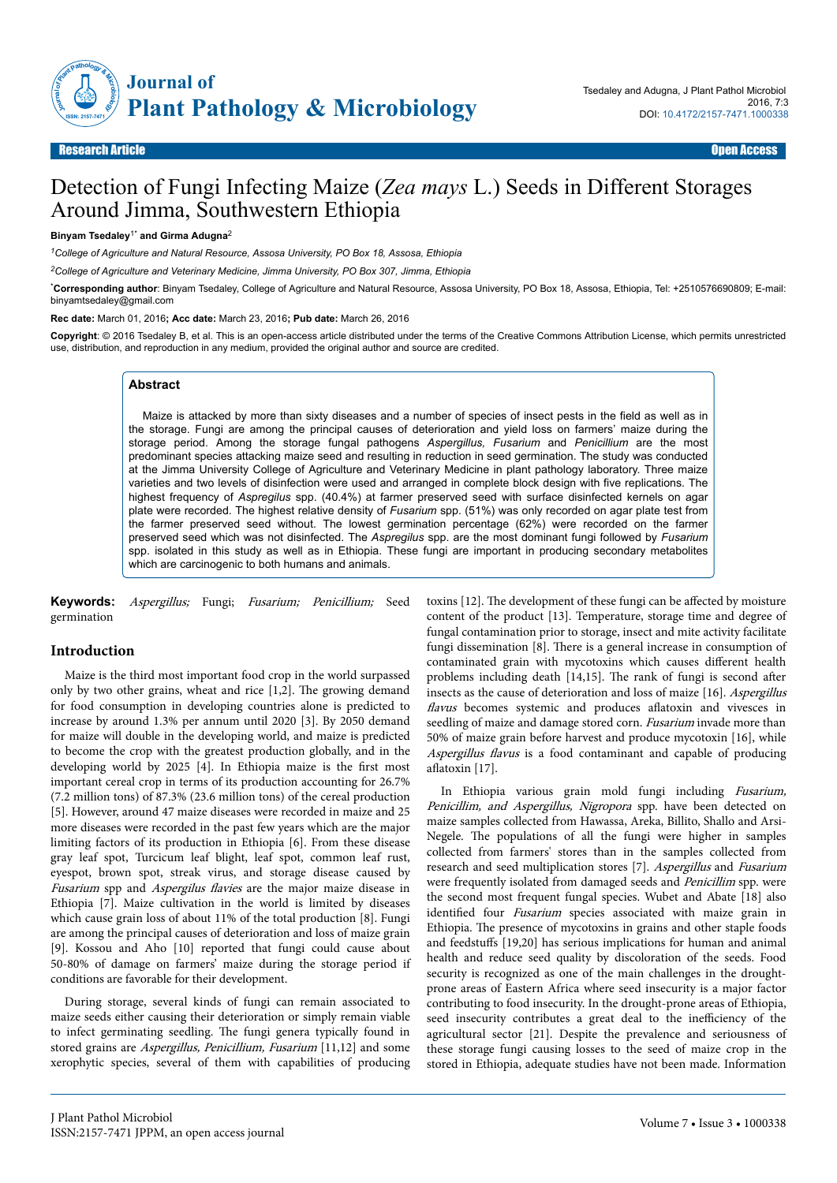Research Article — Open Access

# Detection of Fungi Infecting Maize (*Zea mays* L.) Seeds in Different Storages Around Jimma, Southwestern Ethiopia

**Binyam Tsedaley**[1*] **and Girma Adugna**[2]

[1]*College of Agriculture and Natural Resource, Assosa University, PO Box 18, Assosa, Ethiopia*

[2]*College of Agriculture and Veterinary Medicine, Jimma University, PO Box 307, Jimma, Ethiopia*

[*]**Corresponding author**: Binyam Tsedaley, College of Agriculture and Natural Resource, Assosa University, PO Box 18, Assosa, Ethiopia, Tel: +2510576690809; E-mail: binyamtsedaley@gmail.com

**Rec date:** March 01, 2016**; Acc date:** March 23, 2016**; Pub date:** March 26, 2016

**Copyright**: © 2016 Tsedaley B, et al. This is an open-access article distributed under the terms of the Creative Commons Attribution License, which permits unrestricted use, distribution, and reproduction in any medium, provided the original author and source are credited.

## Abstract

Maize is attacked by more than sixty diseases and a number of species of insect pests in the field as well as in the storage. Fungi are among the principal causes of deterioration and yield loss on farmers' maize during the storage period. Among the storage fungal pathogens *Aspergillus, Fusarium* and *Penicillium* are the most predominant species attacking maize seed and resulting in reduction in seed germination. The study was conducted at the Jimma University College of Agriculture and Veterinary Medicine in plant pathology laboratory. Three maize varieties and two levels of disinfection were used and arranged in complete block design with five replications. The highest frequency of *Aspregilus* spp. (40.4%) at farmer preserved seed with surface disinfected kernels on agar plate were recorded. The highest relative density of *Fusarium* spp. (51%) was only recorded on agar plate test from the farmer preserved seed without. The lowest germination percentage (62%) were recorded on the farmer preserved seed which was not disinfected. The *Aspregilus* spp. are the most dominant fungi followed by *Fusarium* spp. isolated in this study as well as in Ethiopia. These fungi are important in producing secondary metabolites which are carcinogenic to both humans and animals.

**Keywords:** *Aspergillus;* Fungi; *Fusarium; Penicillium;* Seed germination

## Introduction

Maize is the third most important food crop in the world surpassed only by two other grains, wheat and rice [1,2]. The growing demand for food consumption in developing countries alone is predicted to increase by around 1.3% per annum until 2020 [3]. By 2050 demand for maize will double in the developing world, and maize is predicted to become the crop with the greatest production globally, and in the developing world by 2025 [4]. In Ethiopia maize is the first most important cereal crop in terms of its production accounting for 26.7% (7.2 million tons) of 87.3% (23.6 million tons) of the cereal production [5]. However, around 47 maize diseases were recorded in maize and 25 more diseases were recorded in the past few years which are the major limiting factors of its production in Ethiopia [6]. From these disease gray leaf spot, Turcicum leaf blight, leaf spot, common leaf rust, eyespot, brown spot, streak virus, and storage disease caused by *Fusarium* spp and *Aspergius flavies* are the major maize disease in Ethiopia [7]. Maize cultivation in the world is limited by diseases which cause grain loss of about 11% of the total production [8]. Fungi are among the principal causes of deterioration and loss of maize grain [9]. Kossou and Aho [10] reported that fungi could cause about 50-80% of damage on farmers' maize during the storage period if conditions are favorable for their development.

During storage, several kinds of fungi can remain associated to maize seeds either causing their deterioration or simply remain viable to infect germinating seedling. The fungi genera typically found in stored grains are *Aspergillus, Penicillium, Fusarium* [11,12] and some xerophytic species, several of them with capabilities of producing toxins [12]. The development of these fungi can be affected by moisture content of the product [13]. Temperature, storage time and degree of fungal contamination prior to storage, insect and mite activity facilitate fungi dissemination [8]. There is a general increase in consumption of contaminated grain with mycotoxins which causes different health problems including death [14,15]. The rank of fungi is second after insects as the cause of deterioration and loss of maize [16]. *Aspergillus flavus* becomes systemic and produces aflatoxin and vivesces in seedling of maize and damage stored corn. *Fusarium* invade more than 50% of maize grain before harvest and produce mycotoxin [16], while *Aspergillus flavus* is a food contaminant and capable of producing aflatoxin [17].

In Ethiopia various grain mold fungi including *Fusarium, Penicillim, and Aspergillus, Nigropora* spp. have been detected on maize samples collected from Hawassa, Areka, Billito, Shallo and Arsi-Negele. The populations of all the fungi were higher in samples collected from farmers' stores than in the samples collected from research and seed multiplication stores [7]. *Aspergillus* and *Fusarium* were frequently isolated from damaged seeds and *Penicillim* spp. were the second most frequent fungal species. Wubet and Abate [18] also identified four *Fusarium* species associated with maize grain in Ethiopia. The presence of mycotoxins in grains and other staple foods and feedstuffs [19,20] has serious implications for human and animal health and reduce seed quality by discoloration of the seeds. Food security is recognized as one of the main challenges in the drought-prone areas of Eastern Africa where seed insecurity is a major factor contributing to food insecurity. In the drought-prone areas of Ethiopia, seed insecurity contributes a great deal to the inefficiency of the agricultural sector [21]. Despite the prevalence and seriousness of these storage fungi causing losses to the seed of maize crop in the stored in Ethiopia, adequate studies have not been made. Information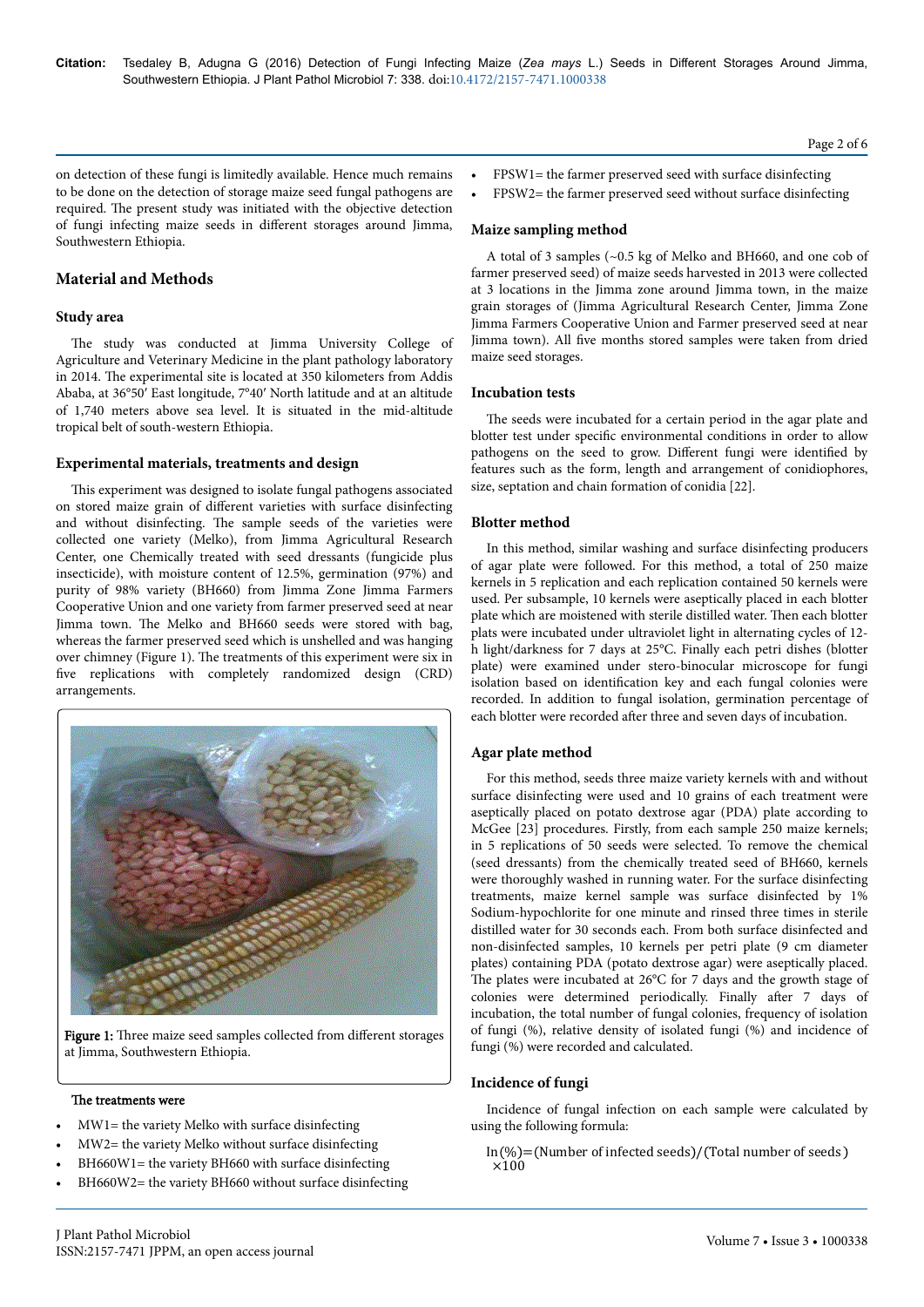on detection of these fungi is limitedly available. Hence much remains to be done on the detection of storage maize seed fungal pathogens are required. The present study was initiated with the objective detection of fungi infecting maize seeds in different storages around Jimma, Southwestern Ethiopia.

## Material and Methods

### Study area

The study was conducted at Jimma University College of Agriculture and Veterinary Medicine in the plant pathology laboratory in 2014. The experimental site is located at 350 kilometers from Addis Ababa, at 36°50′ East longitude, 7°40′ North latitude and at an altitude of 1,740 meters above sea level. It is situated in the mid-altitude tropical belt of south-western Ethiopia.

### Experimental materials, treatments and design

This experiment was designed to isolate fungal pathogens associated on stored maize grain of different varieties with surface disinfecting and without disinfecting. The sample seeds of the varieties were collected one variety (Melko), from Jimma Agricultural Research Center, one Chemically treated with seed dressants (fungicide plus insecticide), with moisture content of 12.5%, germination (97%) and purity of 98% variety (BH660) from Jimma Zone Jimma Farmers Cooperative Union and one variety from farmer preserved seed at near Jimma town. The Melko and BH660 seeds were stored with bag, whereas the farmer preserved seed which is unshelled and was hanging over chimney (Figure 1). The treatments of this experiment were six in five replications with completely randomized design (CRD) arrangements.

**Figure 1:** Three maize seed samples collected from different storages at Jimma, Southwestern Ethiopia.

The treatments were

- MW1= the variety Melko with surface disinfecting
- MW2= the variety Melko without surface disinfecting
- BH660W1= the variety BH660 with surface disinfecting
- BH660W2= the variety BH660 without surface disinfecting
- FPSW1= the farmer preserved seed with surface disinfecting
- FPSW2= the farmer preserved seed without surface disinfecting

### Maize sampling method

A total of 3 samples (~0.5 kg of Melko and BH660, and one cob of farmer preserved seed) of maize seeds harvested in 2013 were collected at 3 locations in the Jimma zone around Jimma town, in the maize grain storages of (Jimma Agricultural Research Center, Jimma Zone Jimma Farmers Cooperative Union and Farmer preserved seed at near Jimma town). All five months stored samples were taken from dried maize seed storages.

### Incubation tests

The seeds were incubated for a certain period in the agar plate and blotter test under specific environmental conditions in order to allow pathogens on the seed to grow. Different fungi were identified by features such as the form, length and arrangement of conidiophores, size, septation and chain formation of conidia [22].

### Blotter method

In this method, similar washing and surface disinfecting producers of agar plate were followed. For this method, a total of 250 maize kernels in 5 replication and each replication contained 50 kernels were used. Per subsample, 10 kernels were aseptically placed in each blotter plate which are moistened with sterile distilled water. Then each blotter plats were incubated under ultraviolet light in alternating cycles of 12-h light/darkness for 7 days at 25°C. Finally each petri dishes (blotter plate) were examined under stero-binocular microscope for fungi isolation based on identification key and each fungal colonies were recorded. In addition to fungal isolation, germination percentage of each blotter were recorded after three and seven days of incubation.

### Agar plate method

For this method, seeds three maize variety kernels with and without surface disinfecting were used and 10 grains of each treatment were aseptically placed on potato dextrose agar (PDA) plate according to McGee [23] procedures. Firstly, from each sample 250 maize kernels; in 5 replications of 50 seeds were selected. To remove the chemical (seed dressants) from the chemically treated seed of BH660, kernels were thoroughly washed in running water. For the surface disinfecting treatments, maize kernel sample was surface disinfected by 1% Sodium-hypochlorite for one minute and rinsed three times in sterile distilled water for 30 seconds each. From both surface disinfected and non-disinfected samples, 10 kernels per petri plate (9 cm diameter plates) containing PDA (potato dextrose agar) were aseptically placed. The plates were incubated at 26°C for 7 days and the growth stage of colonies were determined periodically. Finally after 7 days of incubation, the total number of fungal colonies, frequency of isolation of fungi (%), relative density of isolated fungi (%) and incidence of fungi (%) were recorded and calculated.

### Incidence of fungi

Incidence of fungal infection on each sample were calculated by using the following formula:

$$In(\%) = (\text{Number of infected seeds}) / (\text{Total number of seeds}) \times 100$$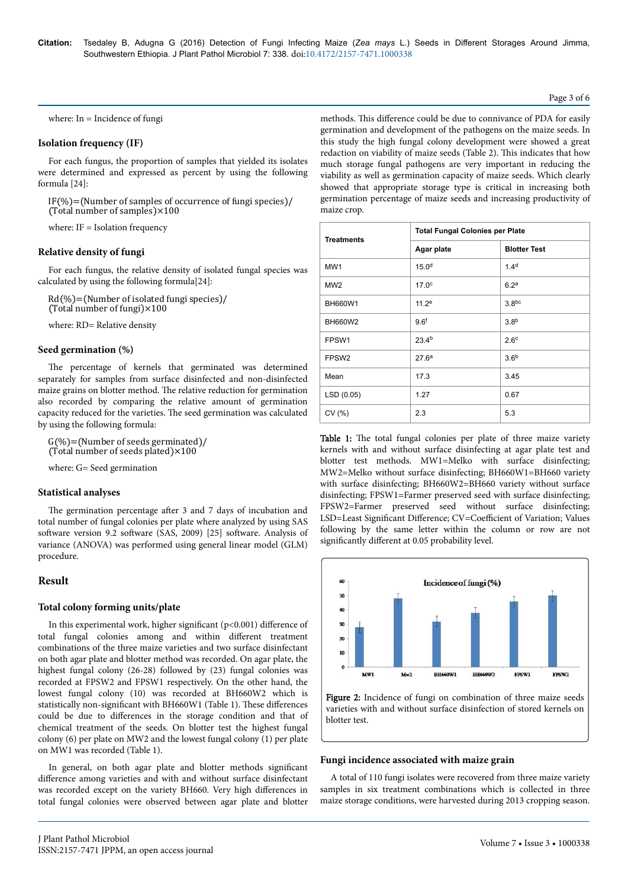where: In = Incidence of fungi

### Isolation frequency (IF)

For each fungus, the proportion of samples that yielded its isolates were determined and expressed as percent by using the following formula [24]:

$$IF(\%)=(\text{Number of samples of occurrence of fungi species})/(\text{Total number of samples})\times 100$$

where: IF = Isolation frequency

### Relative density of fungi

For each fungus, the relative density of isolated fungal species was calculated by using the following formula[24]:

$$Rd(\%)=(\text{Number of isolated fungi species})/(\text{Total number of fungi})\times 100$$

where: RD= Relative density

### Seed germination (%)

The percentage of kernels that germinated was determined separately for samples from surface disinfected and non-disinfected maize grains on blotter method. The relative reduction for germination also recorded by comparing the relative amount of germination capacity reduced for the varieties. The seed germination was calculated by using the following formula:

$$G(\%)=(\text{Number of seeds germinated})/(\text{Total number of seeds plated})\times 100$$

where: G= Seed germination

### Statistical analyses

The germination percentage after 3 and 7 days of incubation and total number of fungal colonies per plate where analyzed by using SAS software version 9.2 software (SAS, 2009) [25] software. Analysis of variance (ANOVA) was performed using general linear model (GLM) procedure.

## Result

### Total colony forming units/plate

In this experimental work, higher significant ($p<0.001$) difference of total fungal colonies among and within different treatment combinations of the three maize varieties and two surface disinfectant on both agar plate and blotter method was recorded. On agar plate, the highest fungal colony (26-28) followed by (23) fungal colonies was recorded at FPSW2 and FPSW1 respectively. On the other hand, the lowest fungal colony (10) was recorded at BH660W2 which is statistically non-significant with BH660W1 (Table 1). These differences could be due to differences in the storage condition and that of chemical treatment of the seeds. On blotter test the highest fungal colony (6) per plate on MW2 and the lowest fungal colony (1) per plate on MW1 was recorded (Table 1).

In general, on both agar plate and blotter methods significant difference among varieties and with and without surface disinfectant was recorded except on the variety BH660. Very high differences in total fungal colonies were observed between agar plate and blotter methods. This difference could be due to connivance of PDA for easily germination and development of the pathogens on the maize seeds. In this study the high fungal colony development were showed a great redaction on viability of maize seeds (Table 2). This indicates that how much storage fungal pathogens are very important in reducing the viability as well as germination capacity of maize seeds. Which clearly showed that appropriate storage type is critical in increasing both germination percentage of maize seeds and increasing productivity of maize crop.

| Treatments | Total Fungal Colonies per Plate | |
|---|---|---|
| | Agar plate | Blotter Test |
| MW1 | 15.0[d] | 1.4[d] |
| MW2 | 17.0[c] | 6.2[a] |
| BH660W1 | 11.2[e] | 3.8[bc] |
| BH660W2 | 9.6[f] | 3.8[b] |
| FPSW1 | 23.4[b] | 2.6[c] |
| FPSW2 | 27.6[a] | 3.6[b] |
| Mean | 17.3 | 3.45 |
| LSD (0.05) | 1.27 | 0.67 |
| CV (%) | 2.3 | 5.3 |

**Table 1:** The total fungal colonies per plate of three maize variety kernels with and without surface disinfecting at agar plate test and blotter test methods. MW1=Melko with surface disinfecting; MW2=Melko without surface disinfecting; BH660W1=BH660 variety with surface disinfecting; BH660W2=BH660 variety without surface disinfecting; FPSW1=Farmer preserved seed with surface disinfecting; FPSW2=Farmer preserved seed without surface disinfecting; LSD=Least Significant Difference; CV=Coefficient of Variation; Values following by the same letter within the column or row are not significantly different at 0.05 probability level.

**Figure 2:** Incidence of fungi on combination of three maize seeds varieties with and without surface disinfection of stored kernels on blotter test.

### Fungi incidence associated with maize grain

A total of 110 fungi isolates were recovered from three maize variety samples in six treatment combinations which is collected in three maize storage conditions, were harvested during 2013 cropping season.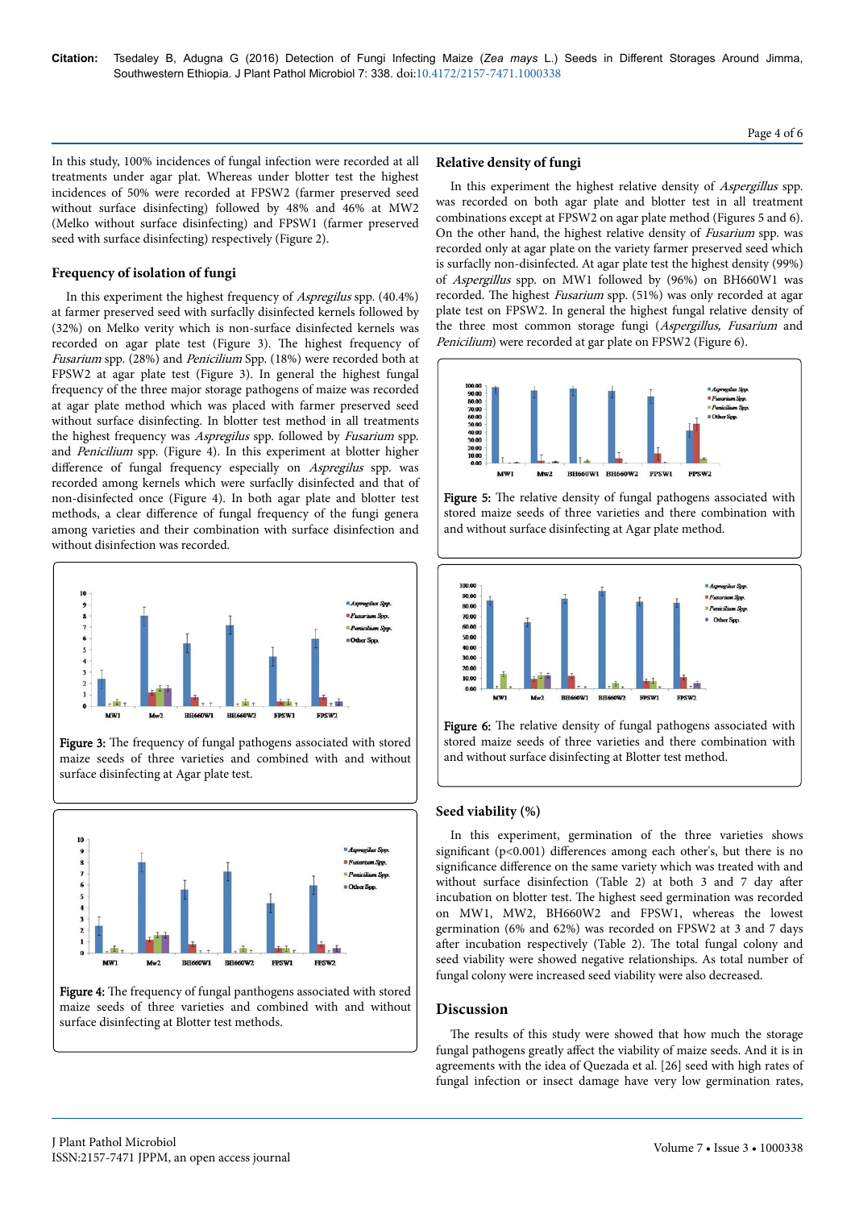In this study, 100% incidences of fungal infection were recorded at all treatments under agar plat. Whereas under blotter test the highest incidences of 50% were recorded at FPSW2 (farmer preserved seed without surface disinfecting) followed by 48% and 46% at MW2 (Melko without surface disinfecting) and FPSW1 (farmer preserved seed with surface disinfecting) respectively (Figure 2).

## Frequency of isolation of fungi

In this experiment the highest frequency of *Aspregilus* spp. (40.4%) at farmer preserved seed with surfaclly disinfected kernels followed by (32%) on Melko verity which is non-surface disinfected kernels was recorded on agar plate test (Figure 3). The highest frequency of *Fusarium* spp. (28%) and *Penicilium* Spp. (18%) were recorded both at FPSW2 at agar plate test (Figure 3). In general the highest fungal frequency of the three major storage pathogens of maize was recorded at agar plate method which was placed with farmer preserved seed without surface disinfecting. In blotter test method in all treatments the highest frequency was *Aspregilus* spp. followed by *Fusarium* spp. and *Penicilium* spp. (Figure 4). In this experiment at blotter higher difference of fungal frequency especially on *Aspregilus* spp. was recorded among kernels which were surfaclly disinfected and that of non-disinfected once (Figure 4). In both agar plate and blotter test methods, a clear difference of fungal frequency of the fungi genera among varieties and their combination with surface disinfection and without disinfection was recorded.

Figure 3: The frequency of fungal pathogens associated with stored maize seeds of three varieties and combined with and without surface disinfecting at Agar plate test.

Figure 4: The frequency of fungal panthogens associated with stored maize seeds of three varieties and combined with and without surface disinfecting at Blotter test methods.

## Relative density of fungi

In this experiment the highest relative density of *Aspergillus* spp. was recorded on both agar plate and blotter test in all treatment combinations except at FPSW2 on agar plate method (Figures 5 and 6). On the other hand, the highest relative density of *Fusarium* spp. was recorded only at agar plate on the variety farmer preserved seed which is surfaclly non-disinfected. At agar plate test the highest density (99%) of *Aspergillus* spp. on MW1 followed by (96%) on BH660W1 was recorded. The highest *Fusarium* spp. (51%) was only recorded at agar plate test on FPSW2. In general the highest fungal relative density of the three most common storage fungi (*Aspergillus, Fusarium* and *Penicilium*) were recorded at gar plate on FPSW2 (Figure 6).

Figure 5: The relative density of fungal pathogens associated with stored maize seeds of three varieties and there combination with and without surface disinfecting at Agar plate method.

Figure 6: The relative density of fungal pathogens associated with stored maize seeds of three varieties and there combination with and without surface disinfecting at Blotter test method.

## Seed viability (%)

In this experiment, germination of the three varieties shows significant (p<0.001) differences among each other's, but there is no significance difference on the same variety which was treated with and without surface disinfection (Table 2) at both 3 and 7 day after incubation on blotter test. The highest seed germination was recorded on MW1, MW2, BH660W2 and FPSW1, whereas the lowest germination (6% and 62%) was recorded on FPSW2 at 3 and 7 days after incubation respectively (Table 2). The total fungal colony and seed viability were showed negative relationships. As total number of fungal colony were increased seed viability were also decreased.

# Discussion

The results of this study were showed that how much the storage fungal pathogens greatly affect the viability of maize seeds. And it is in agreements with the idea of Quezada et al. [26] seed with high rates of fungal infection or insect damage have very low germination rates,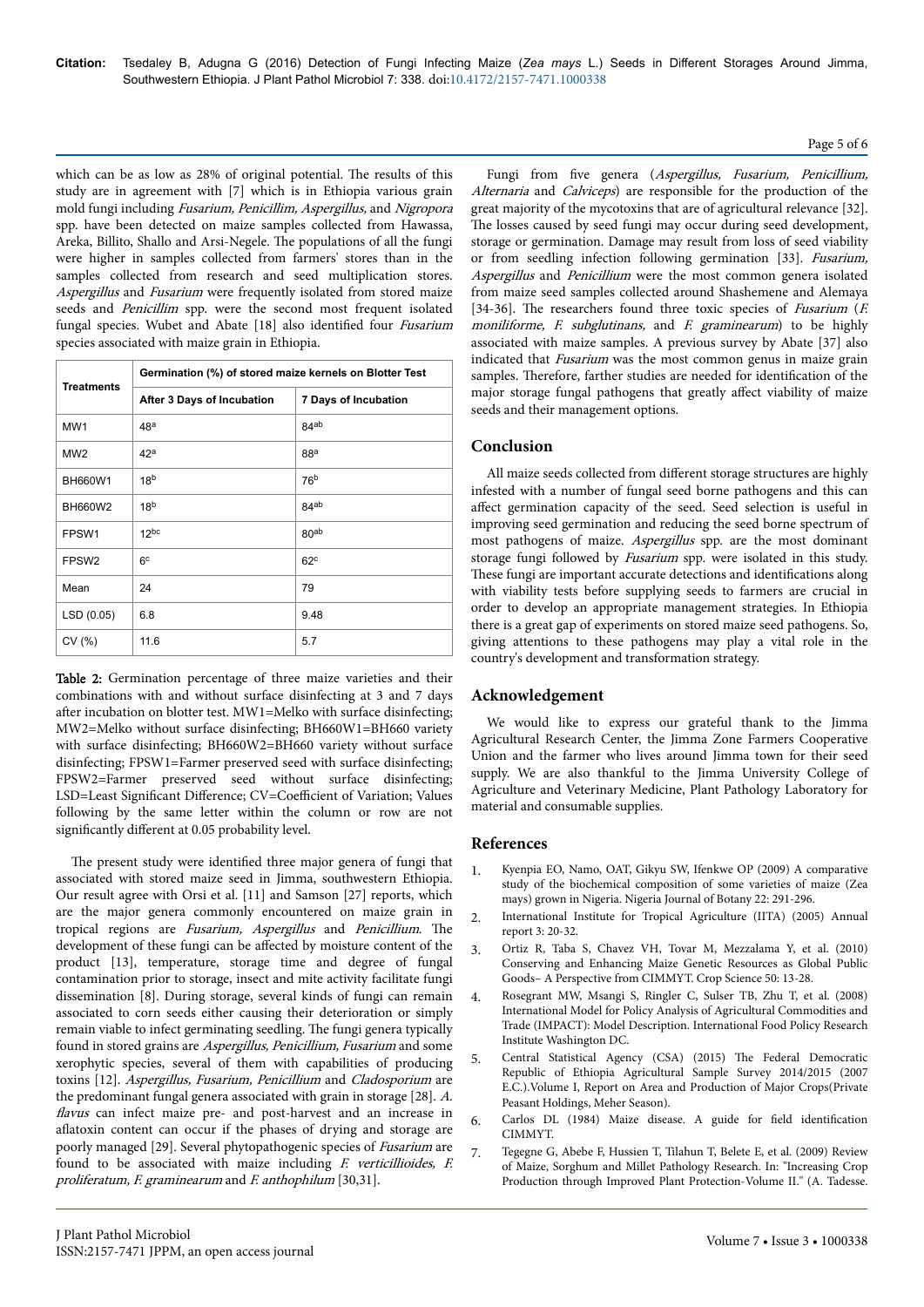which can be as low as 28% of original potential. The results of this study are in agreement with [7] which is in Ethiopia various grain mold fungi including *Fusarium, Penicillim, Aspergillus,* and *Nigropora* spp. have been detected on maize samples collected from Hawassa, Areka, Billito, Shallo and Arsi-Negele. The populations of all the fungi were higher in samples collected from farmers' stores than in the samples collected from research and seed multiplication stores. *Aspergillus* and *Fusarium* were frequently isolated from stored maize seeds and *Penicillim* spp. were the second most frequent isolated fungal species. Wubet and Abate [18] also identified four *Fusarium* species associated with maize grain in Ethiopia.

| Treatments | Germination (%) of stored maize kernels on Blotter Test | |
|---|---|---|
| | After 3 Days of Incubation | 7 Days of Incubation |
| MW1 | 48[a] | 84[ab] |
| MW2 | 42[a] | 88[a] |
| BH660W1 | 18[b] | 76[b] |
| BH660W2 | 18[b] | 84[ab] |
| FPSW1 | 12[bc] | 80[ab] |
| FPSW2 | 6[c] | 62[c] |
| Mean | 24 | 79 |
| LSD (0.05) | 6.8 | 9.48 |
| CV (%) | 11.6 | 5.7 |

**Table 2:** Germination percentage of three maize varieties and their combinations with and without surface disinfecting at 3 and 7 days after incubation on blotter test. MW1=Melko with surface disinfecting; MW2=Melko without surface disinfecting; BH660W1=BH660 variety with surface disinfecting; BH660W2=BH660 variety without surface disinfecting; FPSW1=Farmer preserved seed with surface disinfecting; FPSW2=Farmer preserved seed without surface disinfecting; LSD=Least Significant Difference; CV=Coefficient of Variation; Values following by the same letter within the column or row are not significantly different at 0.05 probability level.

The present study were identified three major genera of fungi that associated with stored maize seed in Jimma, southwestern Ethiopia. Our result agree with Orsi et al. [11] and Samson [27] reports, which are the major genera commonly encountered on maize grain in tropical regions are *Fusarium, Aspergillus* and *Penicillium*. The development of these fungi can be affected by moisture content of the product [13], temperature, storage time and degree of fungal contamination prior to storage, insect and mite activity facilitate fungi dissemination [8]. During storage, several kinds of fungi can remain associated to corn seeds either causing their deterioration or simply remain viable to infect germinating seedling. The fungi genera typically found in stored grains are *Aspergillus, Penicillium, Fusarium* and some xerophytic species, several of them with capabilities of producing toxins [12]. *Aspergillus, Fusarium, Penicillium* and *Cladosporium* are the predominant fungal genera associated with grain in storage [28]. *A. flavus* can infect maize pre- and post-harvest and an increase in aflatoxin content can occur if the phases of drying and storage are poorly managed [29]. Several phytopathogenic species of *Fusarium* are found to be associated with maize including *F. verticillioides, F. proliferatum, F. graminearum* and *F. anthophilum* [30,31].

Fungi from five genera (*Aspergillus, Fusarium, Penicillium, Alternaria* and *Calviceps*) are responsible for the production of the great majority of the mycotoxins that are of agricultural relevance [32]. The losses caused by seed fungi may occur during seed development, storage or germination. Damage may result from loss of seed viability or from seedling infection following germination [33]. *Fusarium, Aspergillus* and *Penicillium* were the most common genera isolated from maize seed samples collected around Shashemene and Alemaya [34-36]. The researchers found three toxic species of *Fusarium* (*F. moniliforme, F. subglutinans,* and *F. graminearum*) to be highly associated with maize samples. A previous survey by Abate [37] also indicated that *Fusarium* was the most common genus in maize grain samples. Therefore, farther studies are needed for identification of the major storage fungal pathogens that greatly affect viability of maize seeds and their management options.

## Conclusion

All maize seeds collected from different storage structures are highly infested with a number of fungal seed borne pathogens and this can affect germination capacity of the seed. Seed selection is useful in improving seed germination and reducing the seed borne spectrum of most pathogens of maize. *Aspergillus* spp. are the most dominant storage fungi followed by *Fusarium* spp. were isolated in this study. These fungi are important accurate detections and identifications along with viability tests before supplying seeds to farmers are crucial in order to develop an appropriate management strategies. In Ethiopia there is a great gap of experiments on stored maize seed pathogens. So, giving attentions to these pathogens may play a vital role in the country's development and transformation strategy.

## Acknowledgement

We would like to express our grateful thank to the Jimma Agricultural Research Center, the Jimma Zone Farmers Cooperative Union and the farmer who lives around Jimma town for their seed supply. We are also thankful to the Jimma University College of Agriculture and Veterinary Medicine, Plant Pathology Laboratory for material and consumable supplies.

## References

1. Kyenpia EO, Namo, OAT, Gikyu SW, Ifenkwe OP (2009) A comparative study of the biochemical composition of some varieties of maize (Zea mays) grown in Nigeria. Nigeria Journal of Botany 22: 291-296.
2. International Institute for Tropical Agriculture (IITA) (2005) Annual report 3: 20-32.
3. Ortiz R, Taba S, Chavez VH, Tovar M, Mezzalama Y, et al. (2010) Conserving and Enhancing Maize Genetic Resources as Global Public Goods– A Perspective from CIMMYT. Crop Science 50: 13-28.
4. Rosegrant MW, Msangi S, Ringler C, Sulser TB, Zhu T, et al. (2008) International Model for Policy Analysis of Agricultural Commodities and Trade (IMPACT): Model Description. International Food Policy Research Institute Washington DC.
5. Central Statistical Agency (CSA) (2015) The Federal Democratic Republic of Ethiopia Agricultural Sample Survey 2014/2015 (2007 E.C.).Volume I, Report on Area and Production of Major Crops(Private Peasant Holdings, Meher Season).
6. Carlos DL (1984) Maize disease. A guide for field identification CIMMYT.
7. Tegegne G, Abebe F, Hussien T, Tilahun T, Belete E, et al. (2009) Review of Maize, Sorghum and Millet Pathology Research. In: "Increasing Crop Production through Improved Plant Protection-Volume II." (A. Tadesse.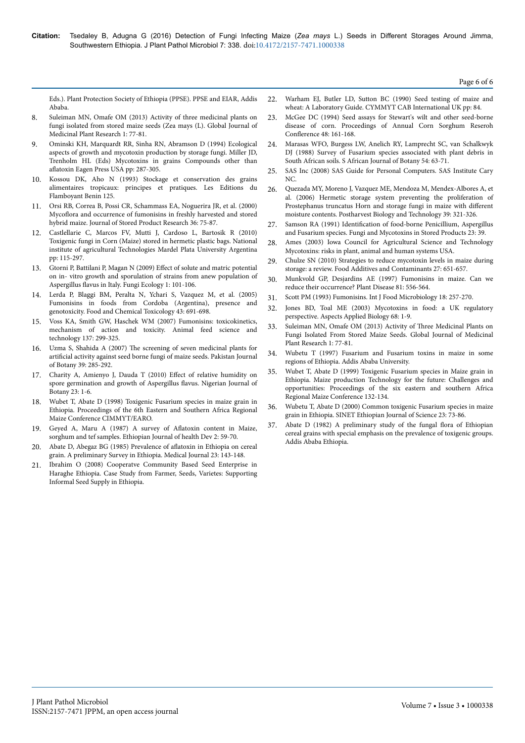Eds.). Plant Protection Society of Ethiopia (PPSE). PPSE and EIAR, Addis Ababa.

8. Suleiman MN, Omafe OM (2013) Activity of three medicinal plants on fungi isolated from stored maize seeds (Zea mays (L). Global Journal of Medicinal Plant Research 1: 77-81.
9. Ominski KH, Marquardt RR, Sinha RN, Abramson D (1994) Ecological aspects of growth and mycotoxin production by storage fungi. Miller JD, Trenholm HL (Eds) Mycotoxins in grains Compounds other than aflatoxin Eagen Press USA pp: 287-305.
10. Kossou DK, Aho N (1993) Stockage et conservation des grains alimentaires tropicaux: principes et pratiques. Les Editions du Flamboyant Benin 125.
11. Orsi RB, Correa B, Possi CR, Schammass EA, Noguerira JR, et al. (2000) Mycoflora and occurrence of fumonisins in freshly harvested and stored hybrid maize. Journal of Stored Product Research 36: 75-87.
12. Castlellarie C, Marcos FV, Mutti J, Cardoso L, Bartosik R (2010) Toxigenic fungi in Corn (Maize) stored in hermetic plastic bags. National institute of agricultural Technologies Mardel Plata University Argentina pp: 115-297.
13. Gtorni P, Battilani P, Magan N (2009) Effect of solute and matric potential on in- vitro growth and sporulation of strains from anew population of Aspergillus flavus in Italy. Fungi Ecology 1: 101-106.
14. Lerda P, Blaggi BM, Peralta N, Ychari S, Vazquez M, et al. (2005) Fumonisins in foods from Cordoba (Argentina), presence and genotoxicity. Food and Chemical Toxicology 43: 691-698.
15. Voss KA, Smith GW, Haschek WM (2007) Fumonisins: toxicokinetics, mechanism of action and toxicity. Animal feed science and technology 137: 299-325.
16. Uzma S, Shahida A (2007) The screening of seven medicinal plants for artificial activity against seed borne fungi of maize seeds. Pakistan Journal of Botany 39: 285-292.
17. Charity A, Amienyo J, Dauda T (2010) Effect of relative humidity on spore germination and growth of Aspergillus flavus. Nigerian Journal of Botany 23: 1-6.
18. Wubet T, Abate D (1998) Toxigenic Fusarium species in maize grain in Ethiopia. Proceedings of the 6th Eastern and Southern Africa Regional Maize Conference CIMMYT/EARO.
19. Geyed A, Maru A (1987) A survey of Aflatoxin content in Maize, sorghum and tef samples. Ethiopian Journal of health Dev 2: 59-70.
20. Abate D, Abegaz BG (1985) Prevalence of aflatoxin in Ethiopia on cereal grain. A preliminary Survey in Ethiopia. Medical Journal 23: 143-148.
21. Ibrahim O (2008) Cooperatve Community Based Seed Enterprise in Haraghe Ethiopia. Case Study from Farmer, Seeds, Varietes: Supporting Informal Seed Supply in Ethiopia.
22. Warham EJ, Butler LD, Sutton BC (1990) Seed testing of maize and wheat: A Laboratory Guide. CYMMYT CAB International UK pp: 84.
23. McGee DC (1994) Seed assays for Stewart's wilt and other seed-borne disease of corn. Proceedings of Annual Corn Sorghum Reseroh Conflerence 48: 161-168.
24. Marasas WFO, Burgess LW, Anelich RY, Lamprecht SC, van Schalkwyk DJ (1988) Survey of Fusarium species associated with plant debris in South African soils. S African Journal of Botany 54: 63-71.
25. SAS Inc (2008) SAS Guide for Personal Computers. SAS Institute Cary NC.
26. Quezada MY, Moreno J, Vazquez ME, Mendoza M, Mendex-Albores A, et al. (2006) Hermetic storage system preventing the proliferation of Prostephanus truncatus Horn and storage fungi in maize with different moisture contents. Postharvest Biology and Technology 39: 321-326.
27. Samson RA (1991) Identification of food-borne Penicillium, Aspergillus and Fusarium species. Fungi and Mycotoxins in Stored Products 23: 39.
28. Ames (2003) Iowa Council for Agricultural Science and Technology Mycotoxins: risks in plant, animal and human systems USA.
29. Chulze SN (2010) Strategies to reduce mycotoxin levels in maize during storage: a review. Food Additives and Contaminants 27: 651-657.
30. Munkvold GP, Desjardins AE (1997) Fumonisins in maize. Can we reduce their occurrence? Plant Disease 81: 556-564.
31. Scott PM (1993) Fumonisins. Int J Food Microbiology 18: 257-270.
32. Jones BD, Toal ME (2003) Mycotoxins in food: a UK regulatory perspective. Aspects Applied Biology 68: 1-9.
33. Suleiman MN, Omafe OM (2013) Activity of Three Medicinal Plants on Fungi Isolated From Stored Maize Seeds. Global Journal of Medicinal Plant Research 1: 77-81.
34. Wubetu T (1997) Fusarium and Fusarium toxins in maize in some regions of Ethiopia. Addis Ababa University.
35. Wubet T, Abate D (1999) Toxigenic Fusarium species in Maize grain in Ethiopia. Maize production Technology for the future: Challenges and opportunities: Proceedings of the six eastern and southern Africa Regional Maize Conference 132-134.
36. Wubetu T, Abate D (2000) Common toxigenic Fusarium species in maize grain in Ethiopia. SINET Ethiopian Journal of Science 23: 73-86.
37. Abate D (1982) A preliminary study of the fungal flora of Ethiopian cereal grains with special emphasis on the prevalence of toxigenic groups. Addis Ababa Ethiopia.